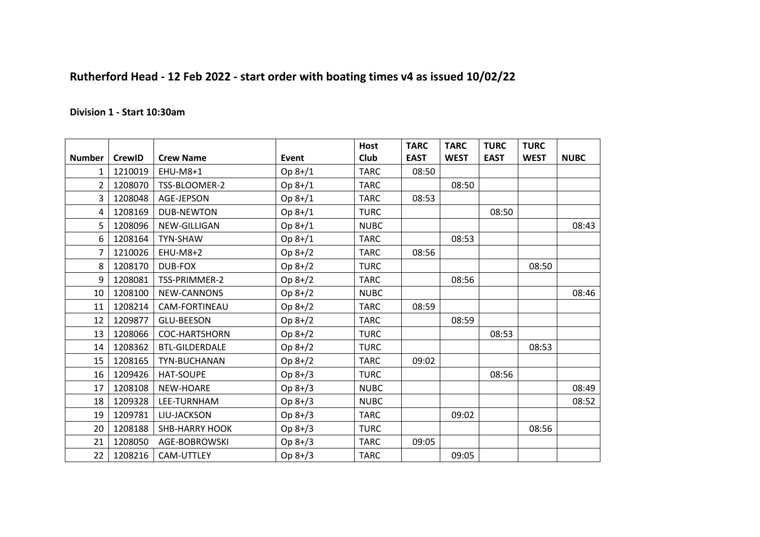## Rutherford Head - 12 Feb 2022 - start order with boating times v4 as issued 10/02/22

### Division 1 - Start 10:30am

| Number | CrewID | Crew Name | Event | Host Club | TARC EAST | TARC WEST | TURC EAST | TURC WEST | NUBC |
|---|---|---|---|---|---|---|---|---|---|
| 1 | 1210019 | EHU-M8+1 | Op 8+/1 | TARC | 08:50 | | | | |
| 2 | 1208070 | TSS-BLOOMER-2 | Op 8+/1 | TARC | | 08:50 | | | |
| 3 | 1208048 | AGE-JEPSON | Op 8+/1 | TARC | 08:53 | | | | |
| 4 | 1208169 | DUB-NEWTON | Op 8+/1 | TURC | | | 08:50 | | |
| 5 | 1208096 | NEW-GILLIGAN | Op 8+/1 | NUBC | | | | | 08:43 |
| 6 | 1208164 | TYN-SHAW | Op 8+/1 | TARC | | 08:53 | | | |
| 7 | 1210026 | EHU-M8+2 | Op 8+/2 | TARC | 08:56 | | | | |
| 8 | 1208170 | DUB-FOX | Op 8+/2 | TURC | | | | 08:50 | |
| 9 | 1208081 | TSS-PRIMMER-2 | Op 8+/2 | TARC | | 08:56 | | | |
| 10 | 1208100 | NEW-CANNONS | Op 8+/2 | NUBC | | | | | 08:46 |
| 11 | 1208214 | CAM-FORTINEAU | Op 8+/2 | TARC | 08:59 | | | | |
| 12 | 1209877 | GLU-BEESON | Op 8+/2 | TARC | | 08:59 | | | |
| 13 | 1208066 | COC-HARTSHORN | Op 8+/2 | TURC | | | 08:53 | | |
| 14 | 1208362 | BTL-GILDERDALE | Op 8+/2 | TURC | | | | 08:53 | |
| 15 | 1208165 | TYN-BUCHANAN | Op 8+/2 | TARC | 09:02 | | | | |
| 16 | 1209426 | HAT-SOUPE | Op 8+/3 | TURC | | | 08:56 | | |
| 17 | 1208108 | NEW-HOARE | Op 8+/3 | NUBC | | | | | 08:49 |
| 18 | 1209328 | LEE-TURNHAM | Op 8+/3 | NUBC | | | | | 08:52 |
| 19 | 1209781 | LIU-JACKSON | Op 8+/3 | TARC | | 09:02 | | | |
| 20 | 1208188 | SHB-HARRY HOOK | Op 8+/3 | TURC | | | | 08:56 | |
| 21 | 1208050 | AGE-BOBROWSKI | Op 8+/3 | TARC | 09:05 | | | | |
| 22 | 1208216 | CAM-UTTLEY | Op 8+/3 | TARC | | 09:05 | | | |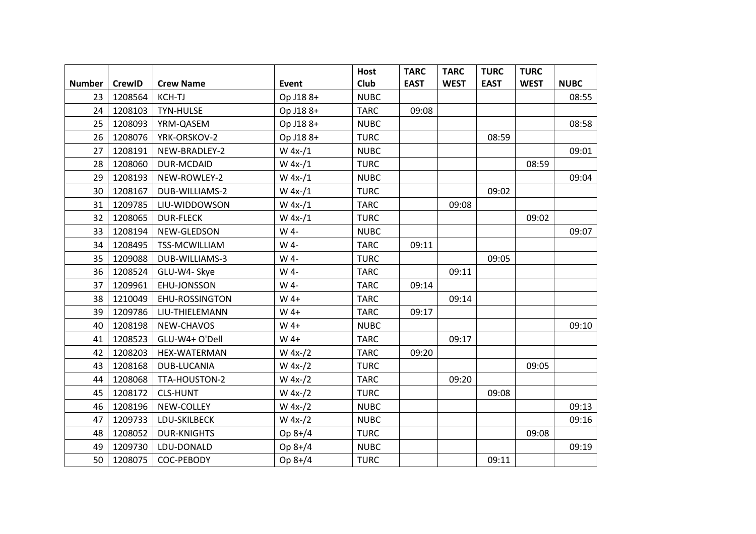| Number | CrewID | Crew Name | Event | Host Club | TARC EAST | TARC WEST | TURC EAST | TURC WEST | NUBC |
| --- | --- | --- | --- | --- | --- | --- | --- | --- | --- |
| 23 | 1208564 | KCH-TJ | Op J18 8+ | NUBC | | | | | 08:55 |
| 24 | 1208103 | TYN-HULSE | Op J18 8+ | TARC | 09:08 | | | | |
| 25 | 1208093 | YRM-QASEM | Op J18 8+ | NUBC | | | | | 08:58 |
| 26 | 1208076 | YRK-ORSKOV-2 | Op J18 8+ | TURC | | | 08:59 | | |
| 27 | 1208191 | NEW-BRADLEY-2 | W 4x-/1 | NUBC | | | | | 09:01 |
| 28 | 1208060 | DUR-MCDAID | W 4x-/1 | TURC | | | | 08:59 | |
| 29 | 1208193 | NEW-ROWLEY-2 | W 4x-/1 | NUBC | | | | | 09:04 |
| 30 | 1208167 | DUB-WILLIAMS-2 | W 4x-/1 | TURC | | | 09:02 | | |
| 31 | 1209785 | LIU-WIDDOWSON | W 4x-/1 | TARC | | 09:08 | | | |
| 32 | 1208065 | DUR-FLECK | W 4x-/1 | TURC | | | | 09:02 | |
| 33 | 1208194 | NEW-GLEDSON | W 4- | NUBC | | | | | 09:07 |
| 34 | 1208495 | TSS-MCWILLIAM | W 4- | TARC | 09:11 | | | | |
| 35 | 1209088 | DUB-WILLIAMS-3 | W 4- | TURC | | | 09:05 | | |
| 36 | 1208524 | GLU-W4- Skye | W 4- | TARC | | 09:11 | | | |
| 37 | 1209961 | EHU-JONSSON | W 4- | TARC | 09:14 | | | | |
| 38 | 1210049 | EHU-ROSSINGTON | W 4+ | TARC | | 09:14 | | | |
| 39 | 1209786 | LIU-THIELEMANN | W 4+ | TARC | 09:17 | | | | |
| 40 | 1208198 | NEW-CHAVOS | W 4+ | NUBC | | | | | 09:10 |
| 41 | 1208523 | GLU-W4+ O'Dell | W 4+ | TARC | | 09:17 | | | |
| 42 | 1208203 | HEX-WATERMAN | W 4x-/2 | TARC | 09:20 | | | | |
| 43 | 1208168 | DUB-LUCANIA | W 4x-/2 | TURC | | | | 09:05 | |
| 44 | 1208068 | TTA-HOUSTON-2 | W 4x-/2 | TARC | | 09:20 | | | |
| 45 | 1208172 | CLS-HUNT | W 4x-/2 | TURC | | | 09:08 | | |
| 46 | 1208196 | NEW-COLLEY | W 4x-/2 | NUBC | | | | | 09:13 |
| 47 | 1209733 | LDU-SKILBECK | W 4x-/2 | NUBC | | | | | 09:16 |
| 48 | 1208052 | DUR-KNIGHTS | Op 8+/4 | TURC | | | | 09:08 | |
| 49 | 1209730 | LDU-DONALD | Op 8+/4 | NUBC | | | | | 09:19 |
| 50 | 1208075 | COC-PEBODY | Op 8+/4 | TURC | | | 09:11 | | |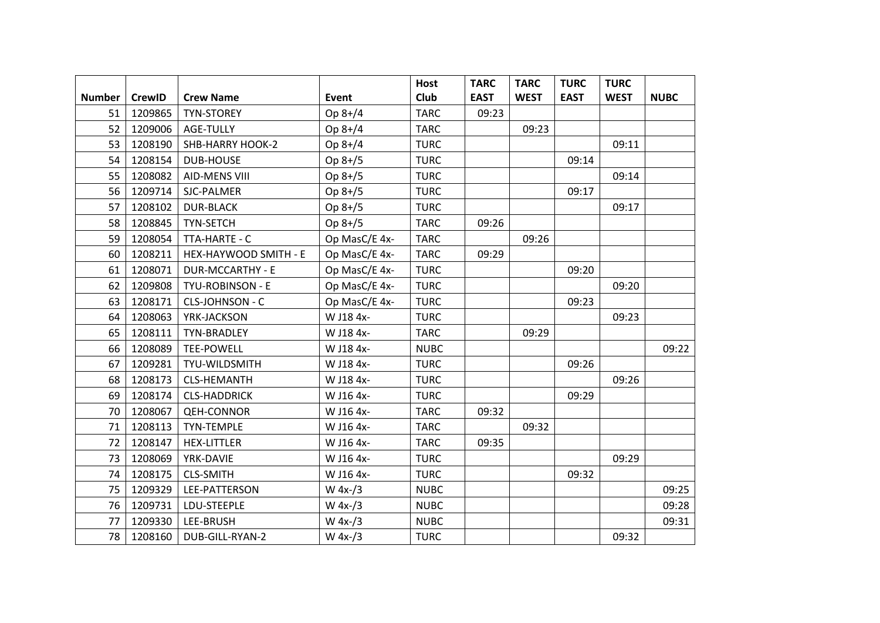| Number | CrewID | Crew Name | Event | Host Club | TARC EAST | TARC WEST | TURC EAST | TURC WEST | NUBC |
|---|---|---|---|---|---|---|---|---|---|
| 51 | 1209865 | TYN-STOREY | Op 8+/4 | TARC | 09:23 | | | | |
| 52 | 1209006 | AGE-TULLY | Op 8+/4 | TARC | | 09:23 | | | |
| 53 | 1208190 | SHB-HARRY HOOK-2 | Op 8+/4 | TURC | | | | 09:11 | |
| 54 | 1208154 | DUB-HOUSE | Op 8+/5 | TURC | | | 09:14 | | |
| 55 | 1208082 | AID-MENS VIII | Op 8+/5 | TURC | | | | 09:14 | |
| 56 | 1209714 | SJC-PALMER | Op 8+/5 | TURC | | | 09:17 | | |
| 57 | 1208102 | DUR-BLACK | Op 8+/5 | TURC | | | | 09:17 | |
| 58 | 1208845 | TYN-SETCH | Op 8+/5 | TARC | 09:26 | | | | |
| 59 | 1208054 | TTA-HARTE - C | Op MasC/E 4x- | TARC | | 09:26 | | | |
| 60 | 1208211 | HEX-HAYWOOD SMITH - E | Op MasC/E 4x- | TARC | 09:29 | | | | |
| 61 | 1208071 | DUR-MCCARTHY - E | Op MasC/E 4x- | TURC | | | 09:20 | | |
| 62 | 1209808 | TYU-ROBINSON - E | Op MasC/E 4x- | TURC | | | | 09:20 | |
| 63 | 1208171 | CLS-JOHNSON - C | Op MasC/E 4x- | TURC | | | 09:23 | | |
| 64 | 1208063 | YRK-JACKSON | W J18 4x- | TURC | | | | 09:23 | |
| 65 | 1208111 | TYN-BRADLEY | W J18 4x- | TARC | | 09:29 | | | |
| 66 | 1208089 | TEE-POWELL | W J18 4x- | NUBC | | | | | 09:22 |
| 67 | 1209281 | TYU-WILDSMITH | W J18 4x- | TURC | | | 09:26 | | |
| 68 | 1208173 | CLS-HEMANTH | W J18 4x- | TURC | | | | 09:26 | |
| 69 | 1208174 | CLS-HADDRICK | W J16 4x- | TURC | | | 09:29 | | |
| 70 | 1208067 | QEH-CONNOR | W J16 4x- | TARC | 09:32 | | | | |
| 71 | 1208113 | TYN-TEMPLE | W J16 4x- | TARC | | 09:32 | | | |
| 72 | 1208147 | HEX-LITTLER | W J16 4x- | TARC | 09:35 | | | | |
| 73 | 1208069 | YRK-DAVIE | W J16 4x- | TURC | | | | 09:29 | |
| 74 | 1208175 | CLS-SMITH | W J16 4x- | TURC | | | 09:32 | | |
| 75 | 1209329 | LEE-PATTERSON | W 4x-/3 | NUBC | | | | | 09:25 |
| 76 | 1209731 | LDU-STEEPLE | W 4x-/3 | NUBC | | | | | 09:28 |
| 77 | 1209330 | LEE-BRUSH | W 4x-/3 | NUBC | | | | | 09:31 |
| 78 | 1208160 | DUB-GILL-RYAN-2 | W 4x-/3 | TURC | | | | 09:32 | |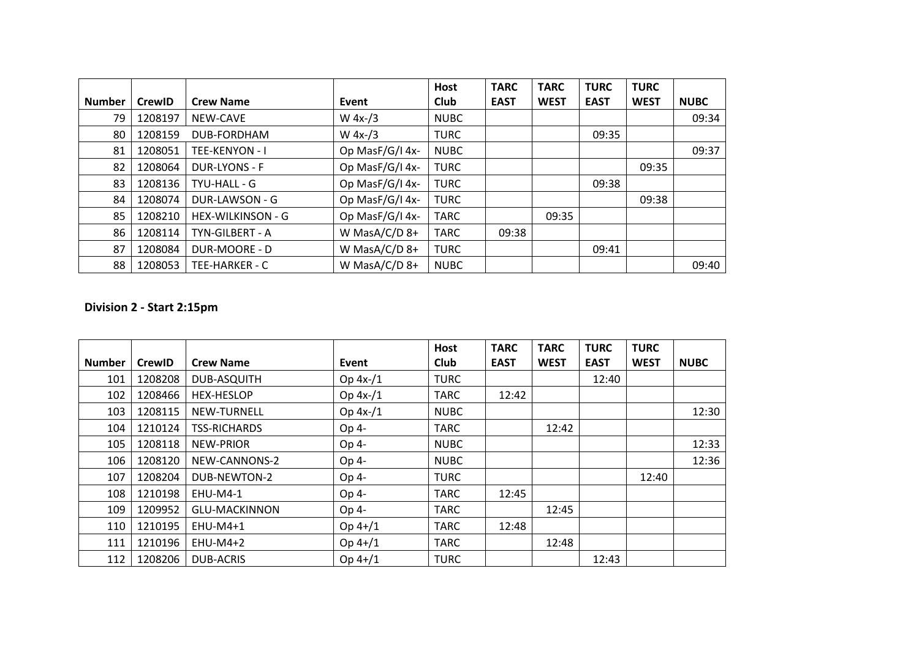| Number | CrewID | Crew Name | Event | Host Club | TARC EAST | TARC WEST | TURC EAST | TURC WEST | NUBC |
|---|---|---|---|---|---|---|---|---|---|
| 79 | 1208197 | NEW-CAVE | W 4x-/3 | NUBC | | | | | 09:34 |
| 80 | 1208159 | DUB-FORDHAM | W 4x-/3 | TURC | | | 09:35 | | |
| 81 | 1208051 | TEE-KENYON - I | Op MasF/G/I 4x- | NUBC | | | | | 09:37 |
| 82 | 1208064 | DUR-LYONS - F | Op MasF/G/I 4x- | TURC | | | | 09:35 | |
| 83 | 1208136 | TYU-HALL - G | Op MasF/G/I 4x- | TURC | | | 09:38 | | |
| 84 | 1208074 | DUR-LAWSON - G | Op MasF/G/I 4x- | TURC | | | | 09:38 | |
| 85 | 1208210 | HEX-WILKINSON - G | Op MasF/G/I 4x- | TARC | | 09:35 | | | |
| 86 | 1208114 | TYN-GILBERT - A | W MasA/C/D 8+ | TARC | 09:38 | | | | |
| 87 | 1208084 | DUR-MOORE - D | W MasA/C/D 8+ | TURC | | | 09:41 | | |
| 88 | 1208053 | TEE-HARKER - C | W MasA/C/D 8+ | NUBC | | | | | 09:40 |

**Division 2 - Start 2:15pm**

| Number | CrewID | Crew Name | Event | Host Club | TARC EAST | TARC WEST | TURC EAST | TURC WEST | NUBC |
|---|---|---|---|---|---|---|---|---|---|
| 101 | 1208208 | DUB-ASQUITH | Op 4x-/1 | TURC | | | 12:40 | | |
| 102 | 1208466 | HEX-HESLOP | Op 4x-/1 | TARC | 12:42 | | | | |
| 103 | 1208115 | NEW-TURNELL | Op 4x-/1 | NUBC | | | | | 12:30 |
| 104 | 1210124 | TSS-RICHARDS | Op 4- | TARC | | 12:42 | | | |
| 105 | 1208118 | NEW-PRIOR | Op 4- | NUBC | | | | | 12:33 |
| 106 | 1208120 | NEW-CANNONS-2 | Op 4- | NUBC | | | | | 12:36 |
| 107 | 1208204 | DUB-NEWTON-2 | Op 4- | TURC | | | | 12:40 | |
| 108 | 1210198 | EHU-M4-1 | Op 4- | TARC | 12:45 | | | | |
| 109 | 1209952 | GLU-MACKINNON | Op 4- | TARC | | 12:45 | | | |
| 110 | 1210195 | EHU-M4+1 | Op 4+/1 | TARC | 12:48 | | | | |
| 111 | 1210196 | EHU-M4+2 | Op 4+/1 | TARC | | 12:48 | | | |
| 112 | 1208206 | DUB-ACRIS | Op 4+/1 | TURC | | | 12:43 | | |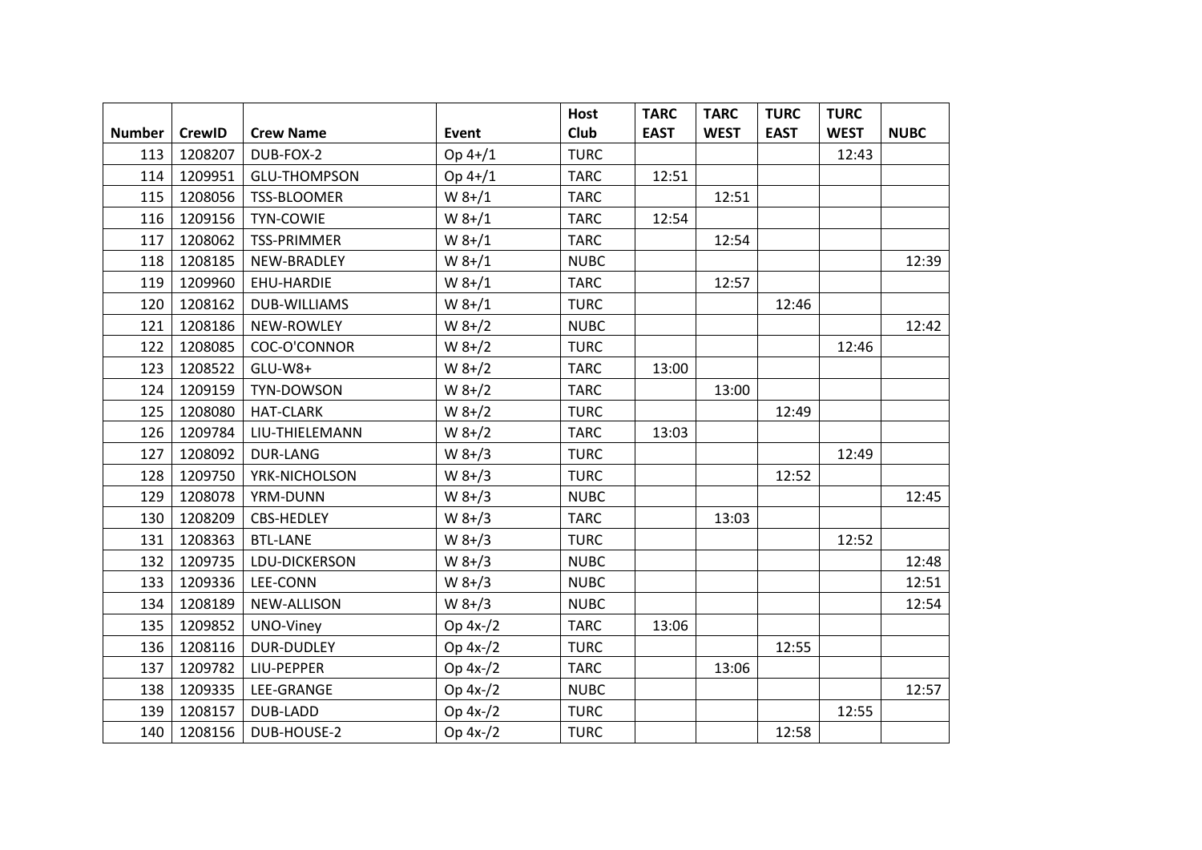| Number | CrewID | Crew Name | Event | Host Club | TARC EAST | TARC WEST | TURC EAST | TURC WEST | NUBC |
|---|---|---|---|---|---|---|---|---|---|
| 113 | 1208207 | DUB-FOX-2 | Op 4+/1 | TURC | | | | 12:43 | |
| 114 | 1209951 | GLU-THOMPSON | Op 4+/1 | TARC | 12:51 | | | | |
| 115 | 1208056 | TSS-BLOOMER | W 8+/1 | TARC | | 12:51 | | | |
| 116 | 1209156 | TYN-COWIE | W 8+/1 | TARC | 12:54 | | | | |
| 117 | 1208062 | TSS-PRIMMER | W 8+/1 | TARC | | 12:54 | | | |
| 118 | 1208185 | NEW-BRADLEY | W 8+/1 | NUBC | | | | | 12:39 |
| 119 | 1209960 | EHU-HARDIE | W 8+/1 | TARC | | 12:57 | | | |
| 120 | 1208162 | DUB-WILLIAMS | W 8+/1 | TURC | | | 12:46 | | |
| 121 | 1208186 | NEW-ROWLEY | W 8+/2 | NUBC | | | | | 12:42 |
| 122 | 1208085 | COC-O'CONNOR | W 8+/2 | TURC | | | | 12:46 | |
| 123 | 1208522 | GLU-W8+ | W 8+/2 | TARC | 13:00 | | | | |
| 124 | 1209159 | TYN-DOWSON | W 8+/2 | TARC | | 13:00 | | | |
| 125 | 1208080 | HAT-CLARK | W 8+/2 | TURC | | | 12:49 | | |
| 126 | 1209784 | LIU-THIELEMANN | W 8+/2 | TARC | 13:03 | | | | |
| 127 | 1208092 | DUR-LANG | W 8+/3 | TURC | | | | 12:49 | |
| 128 | 1209750 | YRK-NICHOLSON | W 8+/3 | TURC | | | 12:52 | | |
| 129 | 1208078 | YRM-DUNN | W 8+/3 | NUBC | | | | | 12:45 |
| 130 | 1208209 | CBS-HEDLEY | W 8+/3 | TARC | | 13:03 | | | |
| 131 | 1208363 | BTL-LANE | W 8+/3 | TURC | | | | 12:52 | |
| 132 | 1209735 | LDU-DICKERSON | W 8+/3 | NUBC | | | | | 12:48 |
| 133 | 1209336 | LEE-CONN | W 8+/3 | NUBC | | | | | 12:51 |
| 134 | 1208189 | NEW-ALLISON | W 8+/3 | NUBC | | | | | 12:54 |
| 135 | 1209852 | UNO-Viney | Op 4x-/2 | TARC | 13:06 | | | | |
| 136 | 1208116 | DUR-DUDLEY | Op 4x-/2 | TURC | | | 12:55 | | |
| 137 | 1209782 | LIU-PEPPER | Op 4x-/2 | TARC | | 13:06 | | | |
| 138 | 1209335 | LEE-GRANGE | Op 4x-/2 | NUBC | | | | | 12:57 |
| 139 | 1208157 | DUB-LADD | Op 4x-/2 | TURC | | | | 12:55 | |
| 140 | 1208156 | DUB-HOUSE-2 | Op 4x-/2 | TURC | | | 12:58 | | |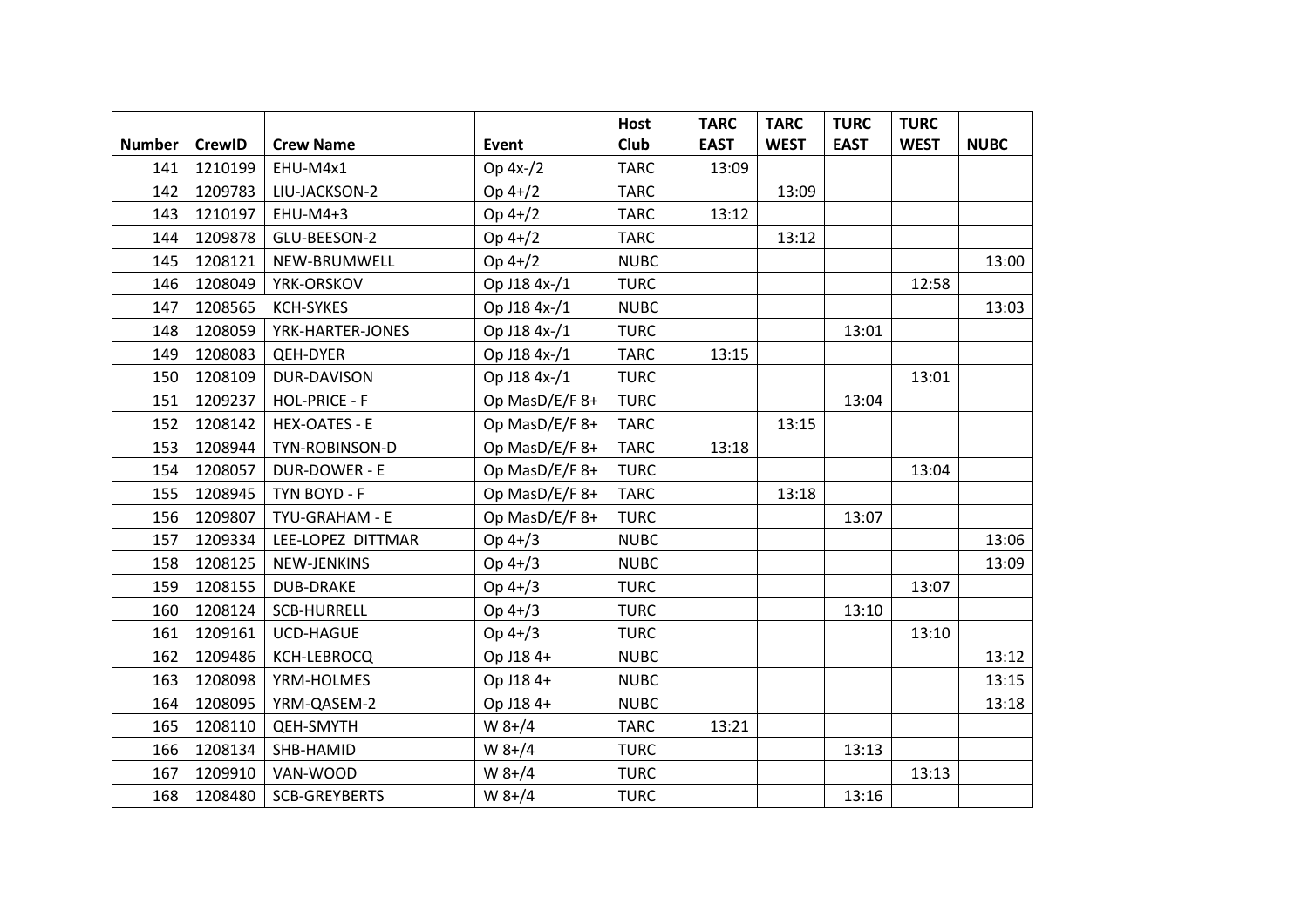| Number | CrewID | Crew Name | Event | Host Club | TARC EAST | TARC WEST | TURC EAST | TURC WEST | NUBC |
|---|---|---|---|---|---|---|---|---|---|
| 141 | 1210199 | EHU-M4x1 | Op 4x-/2 | TARC | 13:09 | | | | |
| 142 | 1209783 | LIU-JACKSON-2 | Op 4+/2 | TARC | | 13:09 | | | |
| 143 | 1210197 | EHU-M4+3 | Op 4+/2 | TARC | 13:12 | | | | |
| 144 | 1209878 | GLU-BEESON-2 | Op 4+/2 | TARC | | 13:12 | | | |
| 145 | 1208121 | NEW-BRUMWELL | Op 4+/2 | NUBC | | | | | 13:00 |
| 146 | 1208049 | YRK-ORSKOV | Op J18 4x-/1 | TURC | | | | 12:58 | |
| 147 | 1208565 | KCH-SYKES | Op J18 4x-/1 | NUBC | | | | | 13:03 |
| 148 | 1208059 | YRK-HARTER-JONES | Op J18 4x-/1 | TURC | | | 13:01 | | |
| 149 | 1208083 | QEH-DYER | Op J18 4x-/1 | TARC | 13:15 | | | | |
| 150 | 1208109 | DUR-DAVISON | Op J18 4x-/1 | TURC | | | | 13:01 | |
| 151 | 1209237 | HOL-PRICE - F | Op MasD/E/F 8+ | TURC | | | 13:04 | | |
| 152 | 1208142 | HEX-OATES - E | Op MasD/E/F 8+ | TARC | | 13:15 | | | |
| 153 | 1208944 | TYN-ROBINSON-D | Op MasD/E/F 8+ | TARC | 13:18 | | | | |
| 154 | 1208057 | DUR-DOWER - E | Op MasD/E/F 8+ | TURC | | | | 13:04 | |
| 155 | 1208945 | TYN BOYD - F | Op MasD/E/F 8+ | TARC | | 13:18 | | | |
| 156 | 1209807 | TYU-GRAHAM - E | Op MasD/E/F 8+ | TURC | | | 13:07 | | |
| 157 | 1209334 | LEE-LOPEZ DITTMAR | Op 4+/3 | NUBC | | | | | 13:06 |
| 158 | 1208125 | NEW-JENKINS | Op 4+/3 | NUBC | | | | | 13:09 |
| 159 | 1208155 | DUB-DRAKE | Op 4+/3 | TURC | | | | 13:07 | |
| 160 | 1208124 | SCB-HURRELL | Op 4+/3 | TURC | | | 13:10 | | |
| 161 | 1209161 | UCD-HAGUE | Op 4+/3 | TURC | | | | 13:10 | |
| 162 | 1209486 | KCH-LEBROCQ | Op J18 4+ | NUBC | | | | | 13:12 |
| 163 | 1208098 | YRM-HOLMES | Op J18 4+ | NUBC | | | | | 13:15 |
| 164 | 1208095 | YRM-QASEM-2 | Op J18 4+ | NUBC | | | | | 13:18 |
| 165 | 1208110 | QEH-SMYTH | W 8+/4 | TARC | 13:21 | | | | |
| 166 | 1208134 | SHB-HAMID | W 8+/4 | TURC | | | 13:13 | | |
| 167 | 1209910 | VAN-WOOD | W 8+/4 | TURC | | | | 13:13 | |
| 168 | 1208480 | SCB-GREYBERTS | W 8+/4 | TURC | | | 13:16 | | |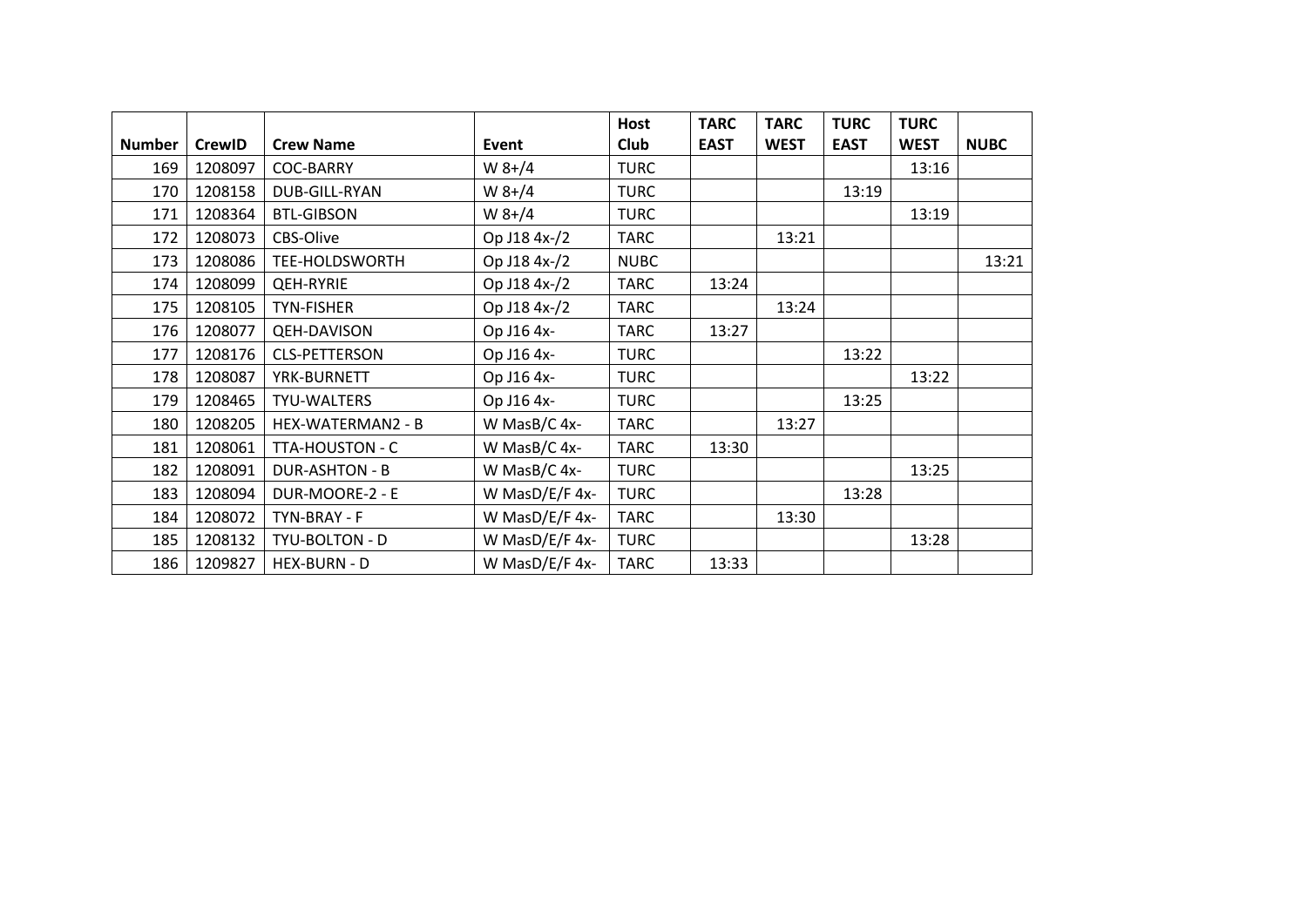| Number | CrewID | Crew Name | Event | Host Club | TARC EAST | TARC WEST | TURC EAST | TURC WEST | NUBC |
|---|---|---|---|---|---|---|---|---|---|
| 169 | 1208097 | COC-BARRY | W 8+/4 | TURC | | | | 13:16 | |
| 170 | 1208158 | DUB-GILL-RYAN | W 8+/4 | TURC | | | 13:19 | | |
| 171 | 1208364 | BTL-GIBSON | W 8+/4 | TURC | | | | 13:19 | |
| 172 | 1208073 | CBS-Olive | Op J18 4x-/2 | TARC | | 13:21 | | | |
| 173 | 1208086 | TEE-HOLDSWORTH | Op J18 4x-/2 | NUBC | | | | | 13:21 |
| 174 | 1208099 | QEH-RYRIE | Op J18 4x-/2 | TARC | 13:24 | | | | |
| 175 | 1208105 | TYN-FISHER | Op J18 4x-/2 | TARC | | 13:24 | | | |
| 176 | 1208077 | QEH-DAVISON | Op J16 4x- | TARC | 13:27 | | | | |
| 177 | 1208176 | CLS-PETTERSON | Op J16 4x- | TURC | | | 13:22 | | |
| 178 | 1208087 | YRK-BURNETT | Op J16 4x- | TURC | | | | 13:22 | |
| 179 | 1208465 | TYU-WALTERS | Op J16 4x- | TURC | | | 13:25 | | |
| 180 | 1208205 | HEX-WATERMAN2 - B | W MasB/C 4x- | TARC | | 13:27 | | | |
| 181 | 1208061 | TTA-HOUSTON - C | W MasB/C 4x- | TARC | 13:30 | | | | |
| 182 | 1208091 | DUR-ASHTON - B | W MasB/C 4x- | TURC | | | | 13:25 | |
| 183 | 1208094 | DUR-MOORE-2 - E | W MasD/E/F 4x- | TURC | | | 13:28 | | |
| 184 | 1208072 | TYN-BRAY - F | W MasD/E/F 4x- | TARC | | 13:30 | | | |
| 185 | 1208132 | TYU-BOLTON - D | W MasD/E/F 4x- | TURC | | | | 13:28 | |
| 186 | 1209827 | HEX-BURN - D | W MasD/E/F 4x- | TARC | 13:33 | | | | |